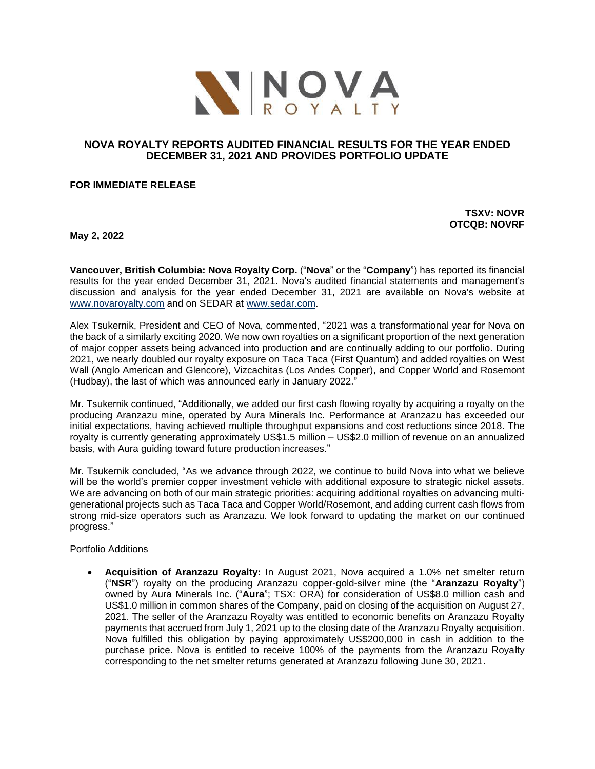# NOVA ROYALTY REPORTS AUDITED FINANCIAL RESULTS FOR THE YEAR ENDED DECEMBER 31, 2021 AND PROVIDES PORTFOLIO UPDATE

**FOR IMMEDIATE RELEASE**

**TSXV: NOVR**
**OTCQB: NOVRF**

**May 2, 2022**

**Vancouver, British Columbia: Nova Royalty Corp.** ("**Nova**" or the "**Company**") has reported its financial results for the year ended December 31, 2021. Nova's audited financial statements and management's discussion and analysis for the year ended December 31, 2021 are available on Nova's website at www.novaroyalty.com and on SEDAR at www.sedar.com.

Alex Tsukernik, President and CEO of Nova, commented, "2021 was a transformational year for Nova on the back of a similarly exciting 2020. We now own royalties on a significant proportion of the next generation of major copper assets being advanced into production and are continually adding to our portfolio. During 2021, we nearly doubled our royalty exposure on Taca Taca (First Quantum) and added royalties on West Wall (Anglo American and Glencore), Vizcachitas (Los Andes Copper), and Copper World and Rosemont (Hudbay), the last of which was announced early in January 2022."

Mr. Tsukernik continued, "Additionally, we added our first cash flowing royalty by acquiring a royalty on the producing Aranzazu mine, operated by Aura Minerals Inc. Performance at Aranzazu has exceeded our initial expectations, having achieved multiple throughput expansions and cost reductions since 2018. The royalty is currently generating approximately US$1.5 million – US$2.0 million of revenue on an annualized basis, with Aura guiding toward future production increases."

Mr. Tsukernik concluded, "As we advance through 2022, we continue to build Nova into what we believe will be the world's premier copper investment vehicle with additional exposure to strategic nickel assets. We are advancing on both of our main strategic priorities: acquiring additional royalties on advancing multi-generational projects such as Taca Taca and Copper World/Rosemont, and adding current cash flows from strong mid-size operators such as Aranzazu. We look forward to updating the market on our continued progress."

Portfolio Additions

- **Acquisition of Aranzazu Royalty:** In August 2021, Nova acquired a 1.0% net smelter return ("**NSR**") royalty on the producing Aranzazu copper-gold-silver mine (the "**Aranzazu Royalty**") owned by Aura Minerals Inc. ("**Aura**"; TSX: ORA) for consideration of US$8.0 million cash and US$1.0 million in common shares of the Company, paid on closing of the acquisition on August 27, 2021. The seller of the Aranzazu Royalty was entitled to economic benefits on Aranzazu Royalty payments that accrued from July 1, 2021 up to the closing date of the Aranzazu Royalty acquisition. Nova fulfilled this obligation by paying approximately US$200,000 in cash in addition to the purchase price. Nova is entitled to receive 100% of the payments from the Aranzazu Royalty corresponding to the net smelter returns generated at Aranzazu following June 30, 2021.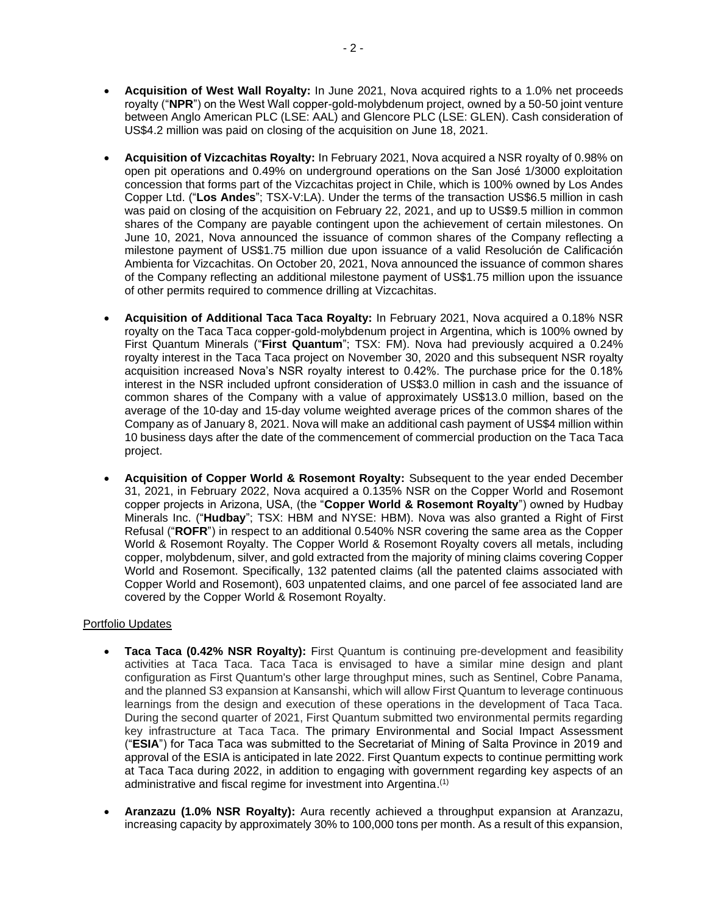- **Acquisition of West Wall Royalty:** In June 2021, Nova acquired rights to a 1.0% net proceeds royalty ("**NPR**") on the West Wall copper-gold-molybdenum project, owned by a 50-50 joint venture between Anglo American PLC (LSE: AAL) and Glencore PLC (LSE: GLEN). Cash consideration of US$4.2 million was paid on closing of the acquisition on June 18, 2021.

- **Acquisition of Vizcachitas Royalty:** In February 2021, Nova acquired a NSR royalty of 0.98% on open pit operations and 0.49% on underground operations on the San José 1/3000 exploitation concession that forms part of the Vizcachitas project in Chile, which is 100% owned by Los Andes Copper Ltd. ("**Los Andes**"; TSX-V:LA). Under the terms of the transaction US$6.5 million in cash was paid on closing of the acquisition on February 22, 2021, and up to US$9.5 million in common shares of the Company are payable contingent upon the achievement of certain milestones. On June 10, 2021, Nova announced the issuance of common shares of the Company reflecting a milestone payment of US$1.75 million due upon issuance of a valid Resolución de Calificación Ambienta for Vizcachitas. On October 20, 2021, Nova announced the issuance of common shares of the Company reflecting an additional milestone payment of US$1.75 million upon the issuance of other permits required to commence drilling at Vizcachitas.

- **Acquisition of Additional Taca Taca Royalty:** In February 2021, Nova acquired a 0.18% NSR royalty on the Taca Taca copper-gold-molybdenum project in Argentina, which is 100% owned by First Quantum Minerals ("**First Quantum**"; TSX: FM). Nova had previously acquired a 0.24% royalty interest in the Taca Taca project on November 30, 2020 and this subsequent NSR royalty acquisition increased Nova's NSR royalty interest to 0.42%. The purchase price for the 0.18% interest in the NSR included upfront consideration of US$3.0 million in cash and the issuance of common shares of the Company with a value of approximately US$13.0 million, based on the average of the 10-day and 15-day volume weighted average prices of the common shares of the Company as of January 8, 2021. Nova will make an additional cash payment of US$4 million within 10 business days after the date of the commencement of commercial production on the Taca Taca project.

- **Acquisition of Copper World & Rosemont Royalty:** Subsequent to the year ended December 31, 2021, in February 2022, Nova acquired a 0.135% NSR on the Copper World and Rosemont copper projects in Arizona, USA, (the "**Copper World & Rosemont Royalty**") owned by Hudbay Minerals Inc. ("**Hudbay**"; TSX: HBM and NYSE: HBM). Nova was also granted a Right of First Refusal ("**ROFR**") in respect to an additional 0.540% NSR covering the same area as the Copper World & Rosemont Royalty. The Copper World & Rosemont Royalty covers all metals, including copper, molybdenum, silver, and gold extracted from the majority of mining claims covering Copper World and Rosemont. Specifically, 132 patented claims (all the patented claims associated with Copper World and Rosemont), 603 unpatented claims, and one parcel of fee associated land are covered by the Copper World & Rosemont Royalty.

Portfolio Updates

- **Taca Taca (0.42% NSR Royalty):** First Quantum is continuing pre-development and feasibility activities at Taca Taca. Taca Taca is envisaged to have a similar mine design and plant configuration as First Quantum's other large throughput mines, such as Sentinel, Cobre Panama, and the planned S3 expansion at Kansanshi, which will allow First Quantum to leverage continuous learnings from the design and execution of these operations in the development of Taca Taca. During the second quarter of 2021, First Quantum submitted two environmental permits regarding key infrastructure at Taca Taca. The primary Environmental and Social Impact Assessment ("**ESIA**") for Taca Taca was submitted to the Secretariat of Mining of Salta Province in 2019 and approval of the ESIA is anticipated in late 2022. First Quantum expects to continue permitting work at Taca Taca during 2022, in addition to engaging with government regarding key aspects of an administrative and fiscal regime for investment into Argentina.[1]

- **Aranzazu (1.0% NSR Royalty):** Aura recently achieved a throughput expansion at Aranzazu, increasing capacity by approximately 30% to 100,000 tons per month. As a result of this expansion,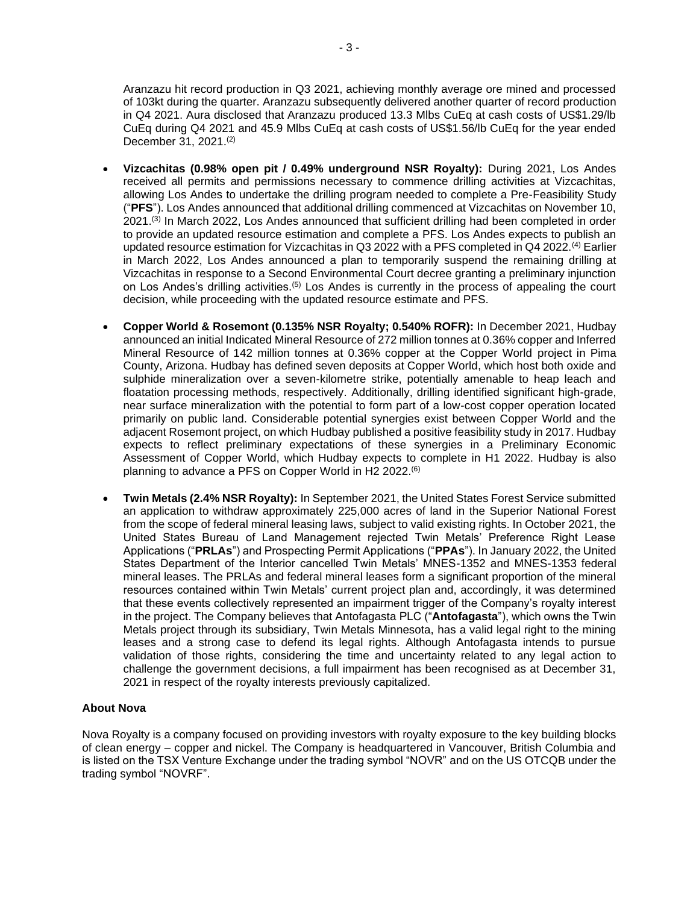Aranzazu hit record production in Q3 2021, achieving monthly average ore mined and processed of 103kt during the quarter. Aranzazu subsequently delivered another quarter of record production in Q4 2021. Aura disclosed that Aranzazu produced 13.3 Mlbs CuEq at cash costs of US$1.29/lb CuEq during Q4 2021 and 45.9 Mlbs CuEq at cash costs of US$1.56/lb CuEq for the year ended December 31, 2021.(2)

- **Vizcachitas (0.98% open pit / 0.49% underground NSR Royalty):** During 2021, Los Andes received all permits and permissions necessary to commence drilling activities at Vizcachitas, allowing Los Andes to undertake the drilling program needed to complete a Pre-Feasibility Study ("**PFS**"). Los Andes announced that additional drilling commenced at Vizcachitas on November 10, 2021.(3) In March 2022, Los Andes announced that sufficient drilling had been completed in order to provide an updated resource estimation and complete a PFS. Los Andes expects to publish an updated resource estimation for Vizcachitas in Q3 2022 with a PFS completed in Q4 2022.(4) Earlier in March 2022, Los Andes announced a plan to temporarily suspend the remaining drilling at Vizcachitas in response to a Second Environmental Court decree granting a preliminary injunction on Los Andes's drilling activities.(5) Los Andes is currently in the process of appealing the court decision, while proceeding with the updated resource estimate and PFS.

- **Copper World & Rosemont (0.135% NSR Royalty; 0.540% ROFR):** In December 2021, Hudbay announced an initial Indicated Mineral Resource of 272 million tonnes at 0.36% copper and Inferred Mineral Resource of 142 million tonnes at 0.36% copper at the Copper World project in Pima County, Arizona. Hudbay has defined seven deposits at Copper World, which host both oxide and sulphide mineralization over a seven-kilometre strike, potentially amenable to heap leach and floatation processing methods, respectively. Additionally, drilling identified significant high-grade, near surface mineralization with the potential to form part of a low-cost copper operation located primarily on public land. Considerable potential synergies exist between Copper World and the adjacent Rosemont project, on which Hudbay published a positive feasibility study in 2017. Hudbay expects to reflect preliminary expectations of these synergies in a Preliminary Economic Assessment of Copper World, which Hudbay expects to complete in H1 2022. Hudbay is also planning to advance a PFS on Copper World in H2 2022.(6)

- **Twin Metals (2.4% NSR Royalty):** In September 2021, the United States Forest Service submitted an application to withdraw approximately 225,000 acres of land in the Superior National Forest from the scope of federal mineral leasing laws, subject to valid existing rights. In October 2021, the United States Bureau of Land Management rejected Twin Metals' Preference Right Lease Applications ("**PRLAs**") and Prospecting Permit Applications ("**PPAs**"). In January 2022, the United States Department of the Interior cancelled Twin Metals' MNES-1352 and MNES-1353 federal mineral leases. The PRLAs and federal mineral leases form a significant proportion of the mineral resources contained within Twin Metals' current project plan and, accordingly, it was determined that these events collectively represented an impairment trigger of the Company's royalty interest in the project. The Company believes that Antofagasta PLC ("**Antofagasta**"), which owns the Twin Metals project through its subsidiary, Twin Metals Minnesota, has a valid legal right to the mining leases and a strong case to defend its legal rights. Although Antofagasta intends to pursue validation of those rights, considering the time and uncertainty related to any legal action to challenge the government decisions, a full impairment has been recognised as at December 31, 2021 in respect of the royalty interests previously capitalized.

### About Nova

Nova Royalty is a company focused on providing investors with royalty exposure to the key building blocks of clean energy – copper and nickel. The Company is headquartered in Vancouver, British Columbia and is listed on the TSX Venture Exchange under the trading symbol "NOVR" and on the US OTCQB under the trading symbol "NOVRF".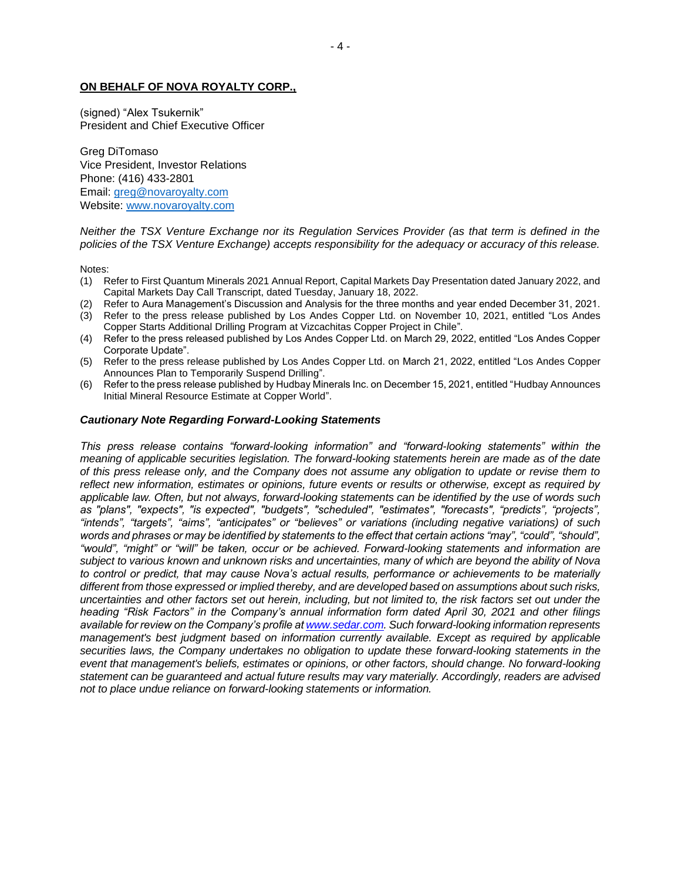**ON BEHALF OF NOVA ROYALTY CORP.,**

(signed) "Alex Tsukernik"
President and Chief Executive Officer

Greg DiTomaso
Vice President, Investor Relations
Phone: (416) 433-2801
Email: greg@novaroyalty.com
Website: www.novaroyalty.com

*Neither the TSX Venture Exchange nor its Regulation Services Provider (as that term is defined in the policies of the TSX Venture Exchange) accepts responsibility for the adequacy or accuracy of this release.*

Notes:

(1) Refer to First Quantum Minerals 2021 Annual Report, Capital Markets Day Presentation dated January 2022, and Capital Markets Day Call Transcript, dated Tuesday, January 18, 2022.

(2) Refer to Aura Management's Discussion and Analysis for the three months and year ended December 31, 2021.

(3) Refer to the press release published by Los Andes Copper Ltd. on November 10, 2021, entitled "Los Andes Copper Starts Additional Drilling Program at Vizcachitas Copper Project in Chile".

(4) Refer to the press released published by Los Andes Copper Ltd. on March 29, 2022, entitled "Los Andes Copper Corporate Update".

(5) Refer to the press release published by Los Andes Copper Ltd. on March 21, 2022, entitled "Los Andes Copper Announces Plan to Temporarily Suspend Drilling".

(6) Refer to the press release published by Hudbay Minerals Inc. on December 15, 2021, entitled "Hudbay Announces Initial Mineral Resource Estimate at Copper World".

### *Cautionary Note Regarding Forward-Looking Statements*

*This press release contains "forward-looking information" and "forward-looking statements" within the meaning of applicable securities legislation. The forward-looking statements herein are made as of the date of this press release only, and the Company does not assume any obligation to update or revise them to reflect new information, estimates or opinions, future events or results or otherwise, except as required by applicable law. Often, but not always, forward-looking statements can be identified by the use of words such as "plans", "expects", "is expected", "budgets", "scheduled", "estimates", "forecasts", "predicts", "projects", "intends", "targets", "aims", "anticipates" or "believes" or variations (including negative variations) of such words and phrases or may be identified by statements to the effect that certain actions "may", "could", "should", "would", "might" or "will" be taken, occur or be achieved. Forward-looking statements and information are subject to various known and unknown risks and uncertainties, many of which are beyond the ability of Nova to control or predict, that may cause Nova's actual results, performance or achievements to be materially different from those expressed or implied thereby, and are developed based on assumptions about such risks, uncertainties and other factors set out herein, including, but not limited to, the risk factors set out under the heading "Risk Factors" in the Company's annual information form dated April 30, 2021 and other filings available for review on the Company's profile at www.sedar.com. Such forward-looking information represents management's best judgment based on information currently available. Except as required by applicable securities laws, the Company undertakes no obligation to update these forward-looking statements in the event that management's beliefs, estimates or opinions, or other factors, should change. No forward-looking statement can be guaranteed and actual future results may vary materially. Accordingly, readers are advised not to place undue reliance on forward-looking statements or information.*